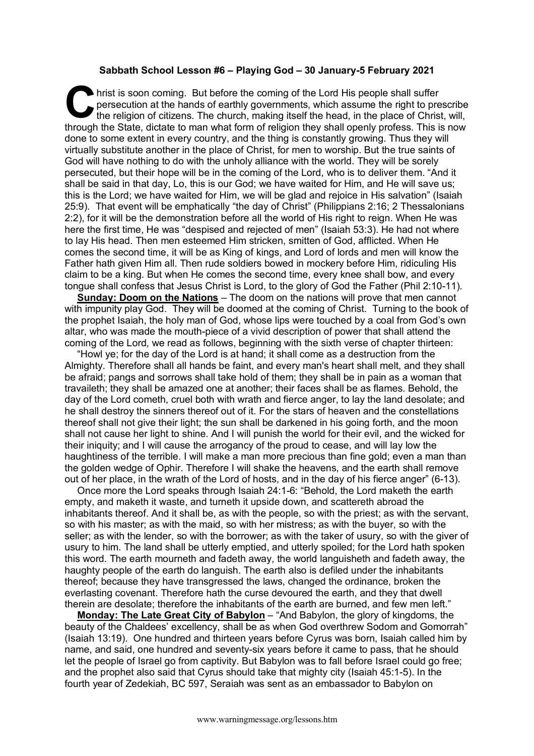**Sabbath School Lesson #6 – Playing God – 30 January-5 February 2021**

Christ is soon coming. But before the coming of the Lord His people shall suffer persecution at the hands of earthly governments, which assume the right to prescribe the religion of citizens. The church, making itself the head, in the place of Christ, will, through the State, dictate to man what form of religion they shall openly profess. This is now done to some extent in every country, and the thing is constantly growing. Thus they will virtually substitute another in the place of Christ, for men to worship. But the true saints of God will have nothing to do with the unholy alliance with the world. They will be sorely persecuted, but their hope will be in the coming of the Lord, who is to deliver them. "And it shall be said in that day, Lo, this is our God; we have waited for Him, and He will save us; this is the Lord; we have waited for Him, we will be glad and rejoice in His salvation" (Isaiah 25:9). That event will be emphatically "the day of Christ" (Philippians 2:16; 2 Thessalonians 2:2), for it will be the demonstration before all the world of His right to reign. When He was here the first time, He was "despised and rejected of men" (Isaiah 53:3). He had not where to lay His head. Then men esteemed Him stricken, smitten of God, afflicted. When He comes the second time, it will be as King of kings, and Lord of lords and men will know the Father hath given Him all. Then rude soldiers bowed in mockery before Him, ridiculing His claim to be a king. But when He comes the second time, every knee shall bow, and every tongue shall confess that Jesus Christ is Lord, to the glory of God the Father (Phil 2:10-11).

**Sunday: Doom on the Nations** – The doom on the nations will prove that men cannot with impunity play God. They will be doomed at the coming of Christ. Turning to the book of the prophet Isaiah, the holy man of God, whose lips were touched by a coal from God's own altar, who was made the mouth-piece of a vivid description of power that shall attend the coming of the Lord, we read as follows, beginning with the sixth verse of chapter thirteen:

"Howl ye; for the day of the Lord is at hand; it shall come as a destruction from the Almighty. Therefore shall all hands be faint, and every man's heart shall melt, and they shall be afraid; pangs and sorrows shall take hold of them; they shall be in pain as a woman that travaileth; they shall be amazed one at another; their faces shall be as flames. Behold, the day of the Lord cometh, cruel both with wrath and fierce anger, to lay the land desolate; and he shall destroy the sinners thereof out of it. For the stars of heaven and the constellations thereof shall not give their light; the sun shall be darkened in his going forth, and the moon shall not cause her light to shine. And I will punish the world for their evil, and the wicked for their iniquity; and I will cause the arrogancy of the proud to cease, and will lay low the haughtiness of the terrible. I will make a man more precious than fine gold; even a man than the golden wedge of Ophir. Therefore I will shake the heavens, and the earth shall remove out of her place, in the wrath of the Lord of hosts, and in the day of his fierce anger" (6-13).

Once more the Lord speaks through Isaiah 24:1-6: "Behold, the Lord maketh the earth empty, and maketh it waste, and turneth it upside down, and scattereth abroad the inhabitants thereof. And it shall be, as with the people, so with the priest; as with the servant, so with his master; as with the maid, so with her mistress; as with the buyer, so with the seller; as with the lender, so with the borrower; as with the taker of usury, so with the giver of usury to him. The land shall be utterly emptied, and utterly spoiled; for the Lord hath spoken this word. The earth mourneth and fadeth away, the world languisheth and fadeth away, the haughty people of the earth do languish. The earth also is defiled under the inhabitants thereof; because they have transgressed the laws, changed the ordinance, broken the everlasting covenant. Therefore hath the curse devoured the earth, and they that dwell therein are desolate; therefore the inhabitants of the earth are burned, and few men left."

**Monday: The Late Great City of Babylon** – "And Babylon, the glory of kingdoms, the beauty of the Chaldees' excellency, shall be as when God overthrew Sodom and Gomorrah" (Isaiah 13:19). One hundred and thirteen years before Cyrus was born, Isaiah called him by name, and said, one hundred and seventy-six years before it came to pass, that he should let the people of Israel go from captivity. But Babylon was to fall before Israel could go free; and the prophet also said that Cyrus should take that mighty city (Isaiah 45:1-5). In the fourth year of Zedekiah, BC 597, Seraiah was sent as an embassador to Babylon on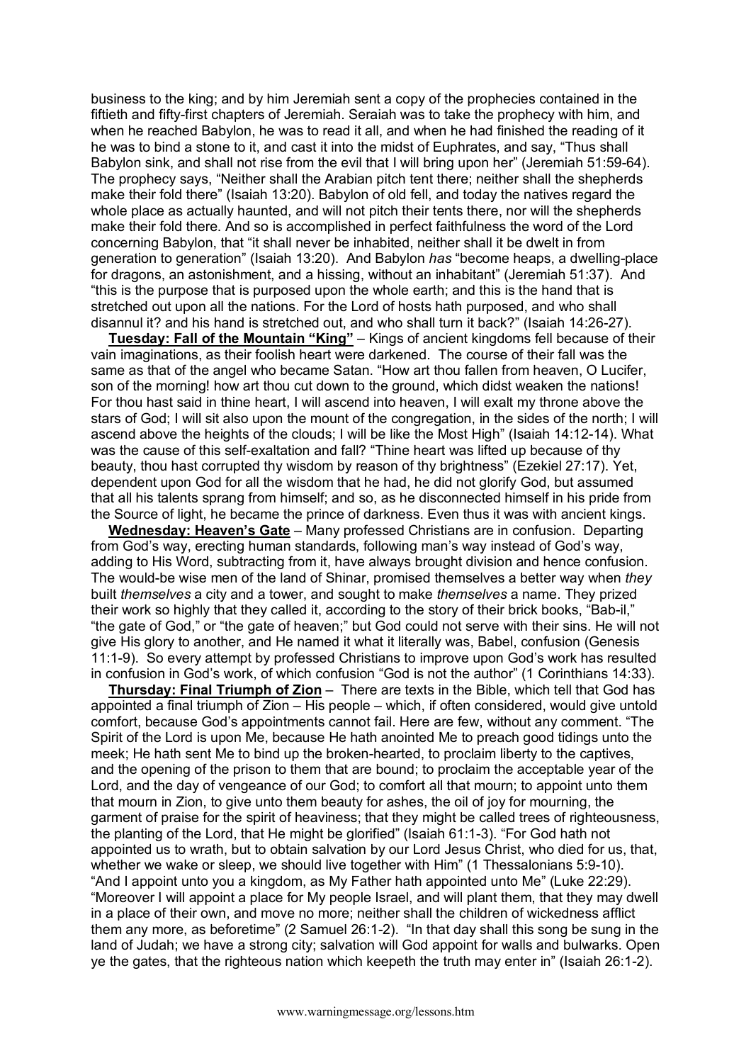business to the king; and by him Jeremiah sent a copy of the prophecies contained in the fiftieth and fifty-first chapters of Jeremiah. Seraiah was to take the prophecy with him, and when he reached Babylon, he was to read it all, and when he had finished the reading of it he was to bind a stone to it, and cast it into the midst of Euphrates, and say, "Thus shall Babylon sink, and shall not rise from the evil that I will bring upon her" (Jeremiah 51:59-64). The prophecy says, "Neither shall the Arabian pitch tent there; neither shall the shepherds make their fold there" (Isaiah 13:20). Babylon of old fell, and today the natives regard the whole place as actually haunted, and will not pitch their tents there, nor will the shepherds make their fold there. And so is accomplished in perfect faithfulness the word of the Lord concerning Babylon, that "it shall never be inhabited, neither shall it be dwelt in from generation to generation" (Isaiah 13:20). And Babylon *has* "become heaps, a dwelling-place for dragons, an astonishment, and a hissing, without an inhabitant" (Jeremiah 51:37). And "this is the purpose that is purposed upon the whole earth; and this is the hand that is stretched out upon all the nations. For the Lord of hosts hath purposed, and who shall disannul it? and his hand is stretched out, and who shall turn it back?" (Isaiah 14:26-27).

**Tuesday: Fall of the Mountain "King"** – Kings of ancient kingdoms fell because of their vain imaginations, as their foolish heart were darkened. The course of their fall was the same as that of the angel who became Satan. "How art thou fallen from heaven, O Lucifer, son of the morning! how art thou cut down to the ground, which didst weaken the nations! For thou hast said in thine heart, I will ascend into heaven, I will exalt my throne above the stars of God; I will sit also upon the mount of the congregation, in the sides of the north; I will ascend above the heights of the clouds; I will be like the Most High" (Isaiah 14:12-14). What was the cause of this self-exaltation and fall? "Thine heart was lifted up because of thy beauty, thou hast corrupted thy wisdom by reason of thy brightness" (Ezekiel 27:17). Yet, dependent upon God for all the wisdom that he had, he did not glorify God, but assumed that all his talents sprang from himself; and so, as he disconnected himself in his pride from the Source of light, he became the prince of darkness. Even thus it was with ancient kings.

**Wednesday: Heaven's Gate** – Many professed Christians are in confusion. Departing from God's way, erecting human standards, following man's way instead of God's way, adding to His Word, subtracting from it, have always brought division and hence confusion. The would-be wise men of the land of Shinar, promised themselves a better way when *they* built *themselves* a city and a tower, and sought to make *themselves* a name. They prized their work so highly that they called it, according to the story of their brick books, "Bab-il," "the gate of God," or "the gate of heaven;" but God could not serve with their sins. He will not give His glory to another, and He named it what it literally was, Babel, confusion (Genesis 11:1-9). So every attempt by professed Christians to improve upon God's work has resulted in confusion in God's work, of which confusion "God is not the author" (1 Corinthians 14:33).

**Thursday: Final Triumph of Zion** – There are texts in the Bible, which tell that God has appointed a final triumph of Zion – His people – which, if often considered, would give untold comfort, because God's appointments cannot fail. Here are few, without any comment. "The Spirit of the Lord is upon Me, because He hath anointed Me to preach good tidings unto the meek; He hath sent Me to bind up the broken-hearted, to proclaim liberty to the captives, and the opening of the prison to them that are bound; to proclaim the acceptable year of the Lord, and the day of vengeance of our God; to comfort all that mourn; to appoint unto them that mourn in Zion, to give unto them beauty for ashes, the oil of joy for mourning, the garment of praise for the spirit of heaviness; that they might be called trees of righteousness, the planting of the Lord, that He might be glorified" (Isaiah 61:1-3). "For God hath not appointed us to wrath, but to obtain salvation by our Lord Jesus Christ, who died for us, that, whether we wake or sleep, we should live together with Him" (1 Thessalonians 5:9-10). "And I appoint unto you a kingdom, as My Father hath appointed unto Me" (Luke 22:29). "Moreover I will appoint a place for My people Israel, and will plant them, that they may dwell in a place of their own, and move no more; neither shall the children of wickedness afflict them any more, as beforetime" (2 Samuel 26:1-2). "In that day shall this song be sung in the land of Judah; we have a strong city; salvation will God appoint for walls and bulwarks. Open ye the gates, that the righteous nation which keepeth the truth may enter in" (Isaiah 26:1-2).

www.warningmessage.org/lessons.htm